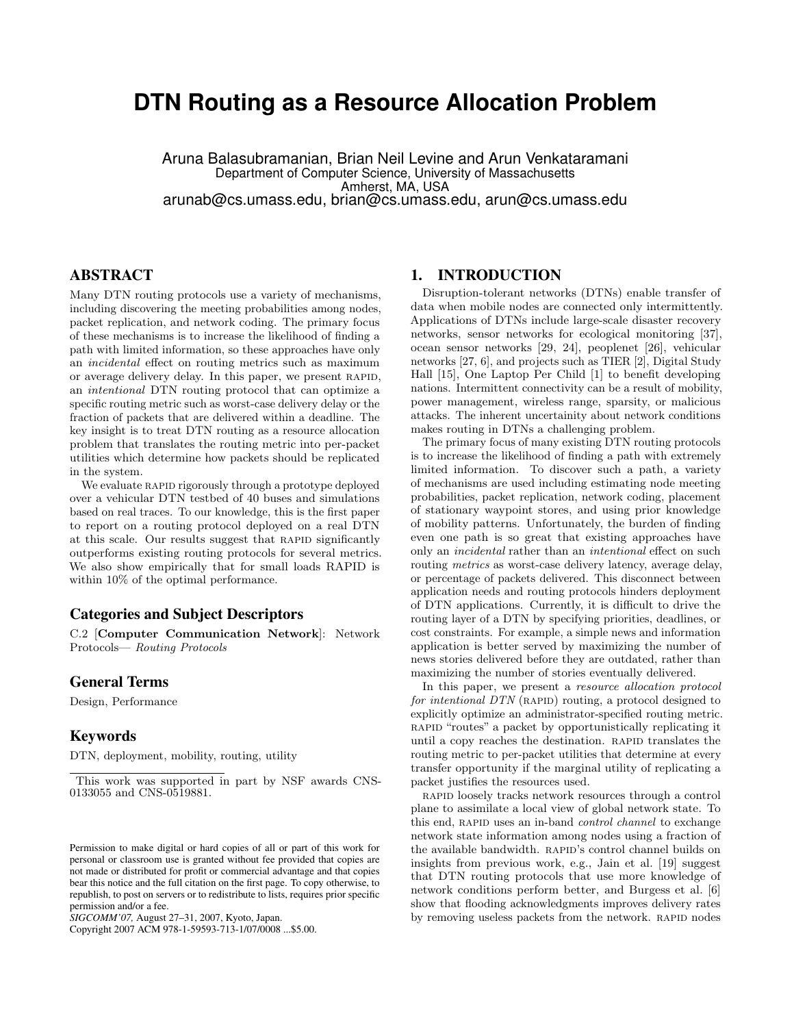# DTN Routing as a Resource Allocation Problem

Aruna Balasubramanian, Brian Neil Levine and Arun Venkataramani
Department of Computer Science, University of Massachusetts
Amherst, MA, USA
arunab@cs.umass.edu, brian@cs.umass.edu, arun@cs.umass.edu

## ABSTRACT

Many DTN routing protocols use a variety of mechanisms, including discovering the meeting probabilities among nodes, packet replication, and network coding. The primary focus of these mechanisms is to increase the likelihood of finding a path with limited information, so these approaches have only an *incidental* effect on routing metrics such as maximum or average delivery delay. In this paper, we present RAPID, an *intentional* DTN routing protocol that can optimize a specific routing metric such as worst-case delivery delay or the fraction of packets that are delivered within a deadline. The key insight is to treat DTN routing as a resource allocation problem that translates the routing metric into per-packet utilities which determine how packets should be replicated in the system.

We evaluate RAPID rigorously through a prototype deployed over a vehicular DTN testbed of 40 buses and simulations based on real traces. To our knowledge, this is the first paper to report on a routing protocol deployed on a real DTN at this scale. Our results suggest that RAPID significantly outperforms existing routing protocols for several metrics. We also show empirically that for small loads RAPID is within 10% of the optimal performance.

### Categories and Subject Descriptors

C.2 [**Computer Communication Network**]: Network Protocols— *Routing Protocols*

### General Terms

Design, Performance

### Keywords

DTN, deployment, mobility, routing, utility

This work was supported in part by NSF awards CNS-0133055 and CNS-0519881.

Permission to make digital or hard copies of all or part of this work for personal or classroom use is granted without fee provided that copies are not made or distributed for profit or commercial advantage and that copies bear this notice and the full citation on the first page. To copy otherwise, to republish, to post on servers or to redistribute to lists, requires prior specific permission and/or a fee.
*SIGCOMM'07*, August 27–31, 2007, Kyoto, Japan.
Copyright 2007 ACM 978-1-59593-713-1/07/0008 ...$5.00.

## 1. INTRODUCTION

Disruption-tolerant networks (DTNs) enable transfer of data when mobile nodes are connected only intermittently. Applications of DTNs include large-scale disaster recovery networks, sensor networks for ecological monitoring [37], ocean sensor networks [29, 24], peoplenet [26], vehicular networks [27, 6], and projects such as TIER [2], Digital Study Hall [15], One Laptop Per Child [1] to benefit developing nations. Intermittent connectivity can be a result of mobility, power management, wireless range, sparsity, or malicious attacks. The inherent uncertainity about network conditions makes routing in DTNs a challenging problem.

The primary focus of many existing DTN routing protocols is to increase the likelihood of finding a path with extremely limited information. To discover such a path, a variety of mechanisms are used including estimating node meeting probabilities, packet replication, network coding, placement of stationary waypoint stores, and using prior knowledge of mobility patterns. Unfortunately, the burden of finding even one path is so great that existing approaches have only an *incidental* rather than an *intentional* effect on such routing *metrics* as worst-case delivery latency, average delay, or percentage of packets delivered. This disconnect between application needs and routing protocols hinders deployment of DTN applications. Currently, it is difficult to drive the routing layer of a DTN by specifying priorities, deadlines, or cost constraints. For example, a simple news and information application is better served by maximizing the number of news stories delivered before they are outdated, rather than maximizing the number of stories eventually delivered.

In this paper, we present a *resource allocation protocol for intentional DTN* (RAPID) routing, a protocol designed to explicitly optimize an administrator-specified routing metric. RAPID "routes" a packet by opportunistically replicating it until a copy reaches the destination. RAPID translates the routing metric to per-packet utilities that determine at every transfer opportunity if the marginal utility of replicating a packet justifies the resources used.

RAPID loosely tracks network resources through a control plane to assimilate a local view of global network state. To this end, RAPID uses an in-band *control channel* to exchange network state information among nodes using a fraction of the available bandwidth. RAPID's control channel builds on insights from previous work, e.g., Jain et al. [19] suggest that DTN routing protocols that use more knowledge of network conditions perform better, and Burgess et al. [6] show that flooding acknowledgments improves delivery rates by removing useless packets from the network. RAPID nodes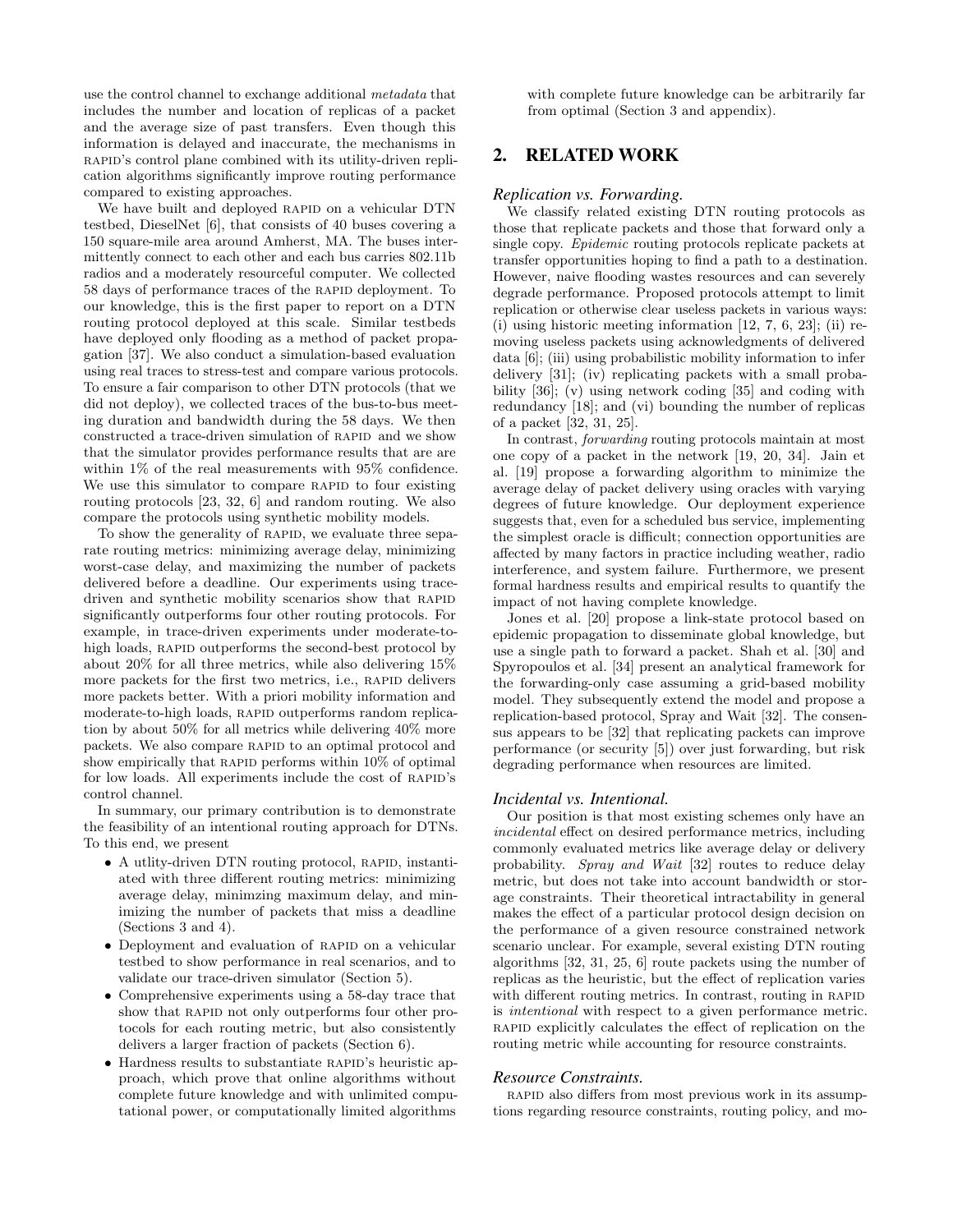use the control channel to exchange additional *metadata* that includes the number and location of replicas of a packet and the average size of past transfers. Even though this information is delayed and inaccurate, the mechanisms in RAPID's control plane combined with its utility-driven replication algorithms significantly improve routing performance compared to existing approaches.

We have built and deployed RAPID on a vehicular DTN testbed, DieselNet [6], that consists of 40 buses covering a 150 square-mile area around Amherst, MA. The buses intermittently connect to each other and each bus carries 802.11b radios and a moderately resourceful computer. We collected 58 days of performance traces of the RAPID deployment. To our knowledge, this is the first paper to report on a DTN routing protocol deployed at this scale. Similar testbeds have deployed only flooding as a method of packet propagation [37]. We also conduct a simulation-based evaluation using real traces to stress-test and compare various protocols. To ensure a fair comparison to other DTN protocols (that we did not deploy), we collected traces of the bus-to-bus meeting duration and bandwidth during the 58 days. We then constructed a trace-driven simulation of RAPID and we show that the simulator provides performance results that are are within 1% of the real measurements with 95% confidence. We use this simulator to compare RAPID to four existing routing protocols [23, 32, 6] and random routing. We also compare the protocols using synthetic mobility models.

To show the generality of RAPID, we evaluate three separate routing metrics: minimizing average delay, minimizing worst-case delay, and maximizing the number of packets delivered before a deadline. Our experiments using trace-driven and synthetic mobility scenarios show that RAPID significantly outperforms four other routing protocols. For example, in trace-driven experiments under moderate-to-high loads, RAPID outperforms the second-best protocol by about 20% for all three metrics, while also delivering 15% more packets for the first two metrics, i.e., RAPID delivers more packets better. With a priori mobility information and moderate-to-high loads, RAPID outperforms random replication by about 50% for all metrics while delivering 40% more packets. We also compare RAPID to an optimal protocol and show empirically that RAPID performs within 10% of optimal for low loads. All experiments include the cost of RAPID's control channel.

In summary, our primary contribution is to demonstrate the feasibility of an intentional routing approach for DTNs. To this end, we present

- A utlity-driven DTN routing protocol, RAPID, instantiated with three different routing metrics: minimizing average delay, minimzing maximum delay, and minimizing the number of packets that miss a deadline (Sections 3 and 4).
- Deployment and evaluation of RAPID on a vehicular testbed to show performance in real scenarios, and to validate our trace-driven simulator (Section 5).
- Comprehensive experiments using a 58-day trace that show that RAPID not only outperforms four other protocols for each routing metric, but also consistently delivers a larger fraction of packets (Section 6).
- Hardness results to substantiate RAPID's heuristic approach, which prove that online algorithms without complete future knowledge and with unlimited computational power, or computationally limited algorithms with complete future knowledge can be arbitrarily far from optimal (Section 3 and appendix).

## 2. RELATED WORK

### *Replication vs. Forwarding.*

We classify related existing DTN routing protocols as those that replicate packets and those that forward only a single copy. *Epidemic* routing protocols replicate packets at transfer opportunities hoping to find a path to a destination. However, naive flooding wastes resources and can severely degrade performance. Proposed protocols attempt to limit replication or otherwise clear useless packets in various ways: (i) using historic meeting information [12, 7, 6, 23]; (ii) removing useless packets using acknowledgments of delivered data [6]; (iii) using probabilistic mobility information to infer delivery [31]; (iv) replicating packets with a small probability [36]; (v) using network coding [35] and coding with redundancy [18]; and (vi) bounding the number of replicas of a packet [32, 31, 25].

In contrast, *forwarding* routing protocols maintain at most one copy of a packet in the network [19, 20, 34]. Jain et al. [19] propose a forwarding algorithm to minimize the average delay of packet delivery using oracles with varying degrees of future knowledge. Our deployment experience suggests that, even for a scheduled bus service, implementing the simplest oracle is difficult; connection opportunities are affected by many factors in practice including weather, radio interference, and system failure. Furthermore, we present formal hardness results and empirical results to quantify the impact of not having complete knowledge.

Jones et al. [20] propose a link-state protocol based on epidemic propagation to disseminate global knowledge, but use a single path to forward a packet. Shah et al. [30] and Spyropoulos et al. [34] present an analytical framework for the forwarding-only case assuming a grid-based mobility model. They subsequently extend the model and propose a replication-based protocol, Spray and Wait [32]. The consensus appears to be [32] that replicating packets can improve performance (or security [5]) over just forwarding, but risk degrading performance when resources are limited.

### *Incidental vs. Intentional.*

Our position is that most existing schemes only have an *incidental* effect on desired performance metrics, including commonly evaluated metrics like average delay or delivery probability. *Spray and Wait* [32] routes to reduce delay metric, but does not take into account bandwidth or storage constraints. Their theoretical intractability in general makes the effect of a particular protocol design decision on the performance of a given resource constrained network scenario unclear. For example, several existing DTN routing algorithms [32, 31, 25, 6] route packets using the number of replicas as the heuristic, but the effect of replication varies with different routing metrics. In contrast, routing in RAPID is *intentional* with respect to a given performance metric. RAPID explicitly calculates the effect of replication on the routing metric while accounting for resource constraints.

### *Resource Constraints.*

RAPID also differs from most previous work in its assumptions regarding resource constraints, routing policy, and mo-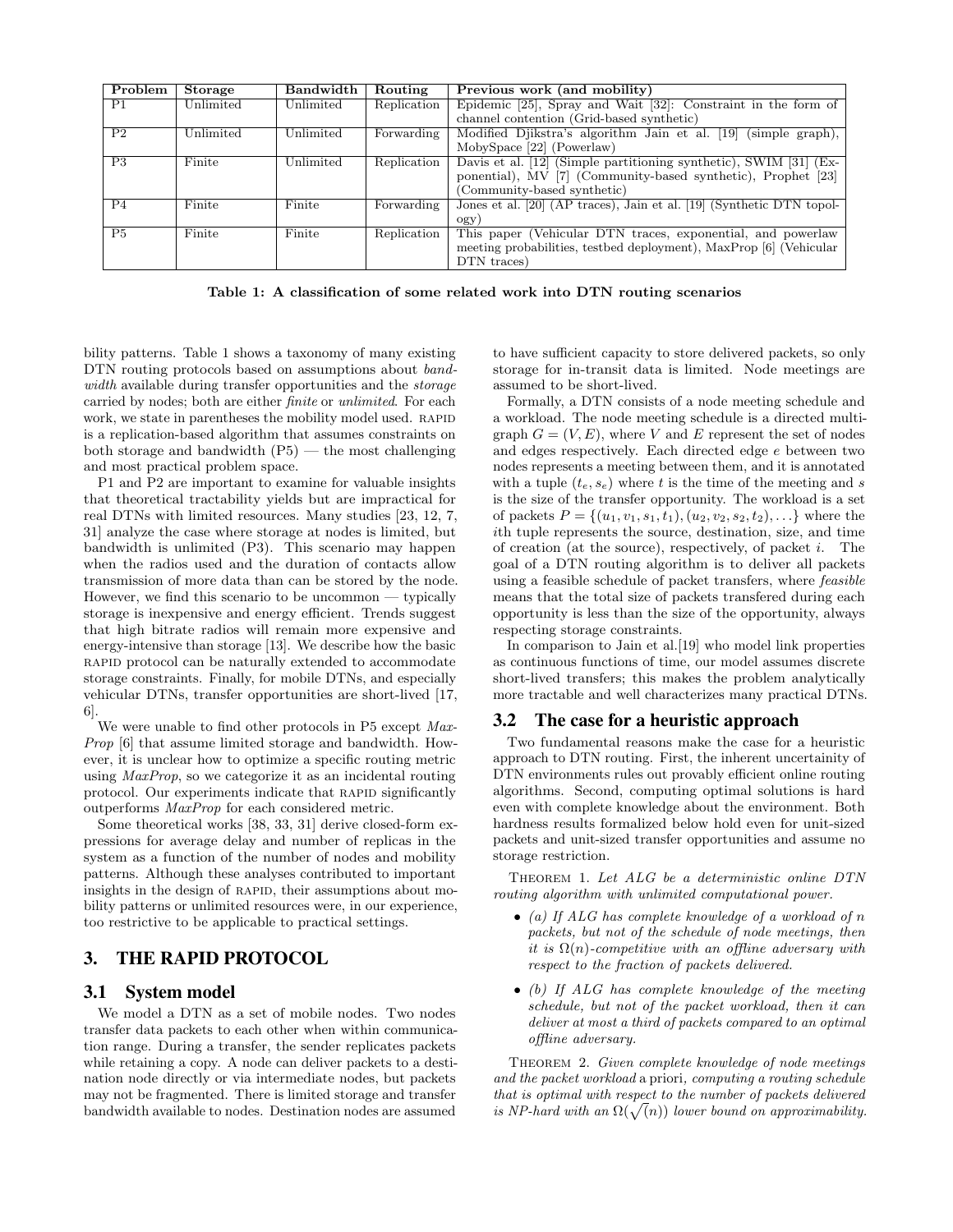| Problem | Storage | Bandwidth | Routing | Previous work (and mobility) |
|---|---|---|---|---|
| P1 | Unlimited | Unlimited | Replication | Epidemic [25], Spray and Wait [32]: Constraint in the form of channel contention (Grid-based synthetic) |
| P2 | Unlimited | Unlimited | Forwarding | Modified Djikstra's algorithm Jain et al. [19] (simple graph), MobySpace [22] (Powerlaw) |
| P3 | Finite | Unlimited | Replication | Davis et al. [12] (Simple partitioning synthetic), SWIM [31] (Exponential), MV [7] (Community-based synthetic), Prophet [23] (Community-based synthetic) |
| P4 | Finite | Finite | Forwarding | Jones et al. [20] (AP traces), Jain et al. [19] (Synthetic DTN topology) |
| P5 | Finite | Finite | Replication | This paper (Vehicular DTN traces, exponential, and powerlaw meeting probabilities, testbed deployment), MaxProp [6] (Vehicular DTN traces) |

**Table 1: A classification of some related work into DTN routing scenarios**

bility patterns. Table 1 shows a taxonomy of many existing DTN routing protocols based on assumptions about *bandwidth* available during transfer opportunities and the *storage* carried by nodes; both are either *finite* or *unlimited*. For each work, we state in parentheses the mobility model used. RAPID is a replication-based algorithm that assumes constraints on both storage and bandwidth (P5) — the most challenging and most practical problem space.

P1 and P2 are important to examine for valuable insights that theoretical tractability yields but are impractical for real DTNs with limited resources. Many studies [23, 12, 7, 31] analyze the case where storage at nodes is limited, but bandwidth is unlimited (P3). This scenario may happen when the radios used and the duration of contacts allow transmission of more data than can be stored by the node. However, we find this scenario to be uncommon — typically storage is inexpensive and energy efficient. Trends suggest that high bitrate radios will remain more expensive and energy-intensive than storage [13]. We describe how the basic RAPID protocol can be naturally extended to accommodate storage constraints. Finally, for mobile DTNs, and especially vehicular DTNs, transfer opportunities are short-lived [17, 6].

We were unable to find other protocols in P5 except *MaxProp* [6] that assume limited storage and bandwidth. However, it is unclear how to optimize a specific routing metric using *MaxProp*, so we categorize it as an incidental routing protocol. Our experiments indicate that RAPID significantly outperforms *MaxProp* for each considered metric.

Some theoretical works [38, 33, 31] derive closed-form expressions for average delay and number of replicas in the system as a function of the number of nodes and mobility patterns. Although these analyses contributed to important insights in the design of RAPID, their assumptions about mobility patterns or unlimited resources were, in our experience, too restrictive to be applicable to practical settings.

# 3. THE RAPID PROTOCOL

## 3.1 System model

We model a DTN as a set of mobile nodes. Two nodes transfer data packets to each other when within communication range. During a transfer, the sender replicates packets while retaining a copy. A node can deliver packets to a destination node directly or via intermediate nodes, but packets may not be fragmented. There is limited storage and transfer bandwidth available to nodes. Destination nodes are assumed to have sufficient capacity to store delivered packets, so only storage for in-transit data is limited. Node meetings are assumed to be short-lived.

Formally, a DTN consists of a node meeting schedule and a workload. The node meeting schedule is a directed multigraph $G = (V, E)$, where $V$ and $E$ represent the set of nodes and edges respectively. Each directed edge $e$ between two nodes represents a meeting between them, and it is annotated with a tuple $(t_e, s_e)$ where $t$ is the time of the meeting and $s$ is the size of the transfer opportunity. The workload is a set of packets $P = \{(u_1, v_1, s_1, t_1), (u_2, v_2, s_2, t_2), \ldots\}$ where the $i$th tuple represents the source, destination, size, and time of creation (at the source), respectively, of packet $i$. The goal of a DTN routing algorithm is to deliver all packets using a feasible schedule of packet transfers, where *feasible* means that the total size of packets transfered during each opportunity is less than the size of the opportunity, always respecting storage constraints.

In comparison to Jain et al.[19] who model link properties as continuous functions of time, our model assumes discrete short-lived transfers; this makes the problem analytically more tractable and well characterizes many practical DTNs.

## 3.2 The case for a heuristic approach

Two fundamental reasons make the case for a heuristic approach to DTN routing. First, the inherent uncertainity of DTN environments rules out provably efficient online routing algorithms. Second, computing optimal solutions is hard even with complete knowledge about the environment. Both hardness results formalized below hold even for unit-sized packets and unit-sized transfer opportunities and assume no storage restriction.

THEOREM 1. *Let ALG be a deterministic online DTN routing algorithm with unlimited computational power.*

- *(a) If ALG has complete knowledge of a workload of $n$ packets, but not of the schedule of node meetings, then it is $\Omega(n)$-competitive with an offline adversary with respect to the fraction of packets delivered.*
- *(b) If ALG has complete knowledge of the meeting schedule, but not of the packet workload, then it can deliver at most a third of packets compared to an optimal offline adversary.*

THEOREM 2. *Given complete knowledge of node meetings and the packet workload* a priori, *computing a routing schedule that is optimal with respect to the number of packets delivered is NP-hard with an $\Omega(\sqrt{(n)})$ lower bound on approximability.*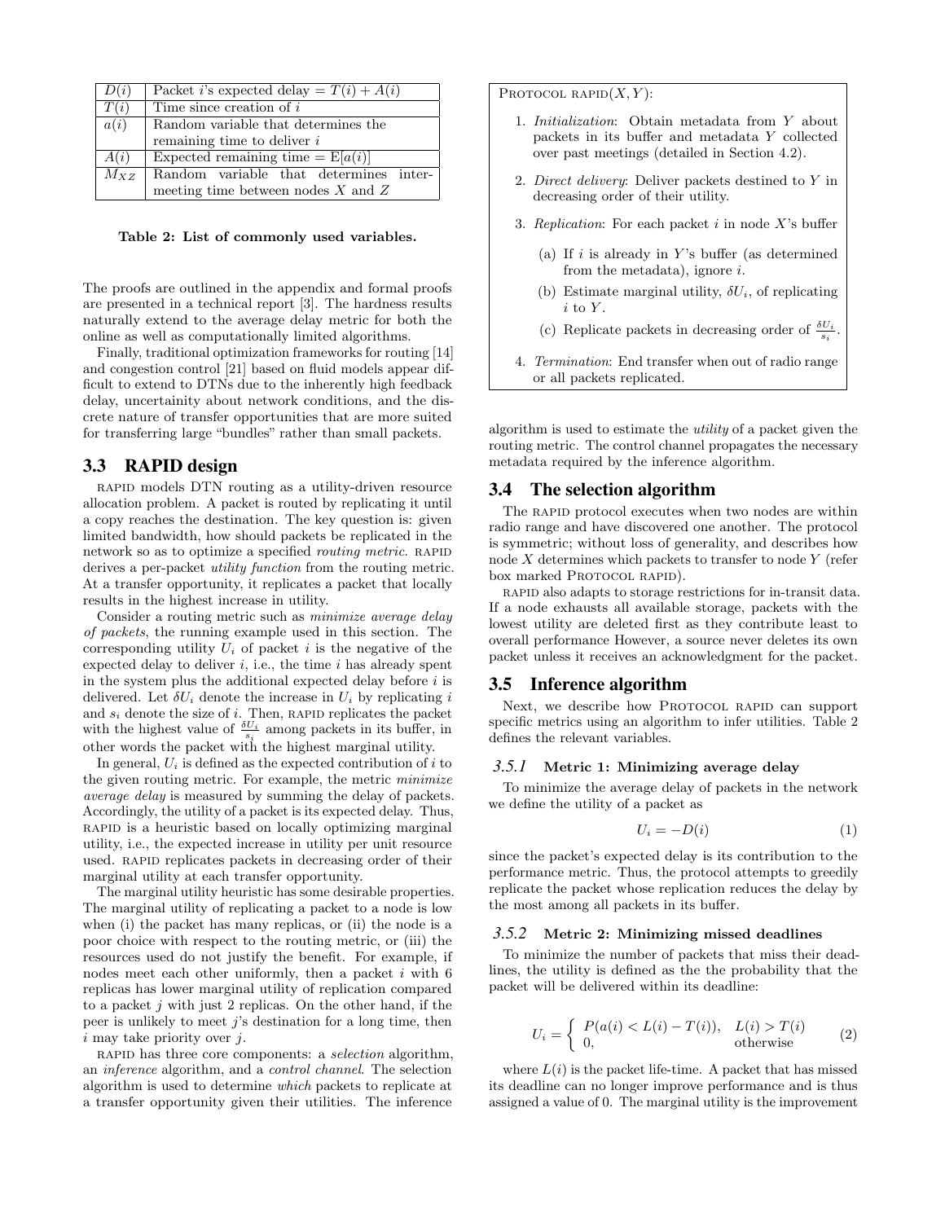| | |
|---|---|
| $D(i)$ | Packet $i$'s expected delay = $T(i) + A(i)$ |
| $T(i)$ | Time since creation of $i$ |
| $a(i)$ | Random variable that determines the remaining time to deliver $i$ |
| $A(i)$ | Expected remaining time = $\mathrm{E}[a(i)]$ |
| $M_{XZ}$ | Random variable that determines inter-meeting time between nodes $X$ and $Z$ |

**Table 2: List of commonly used variables.**

The proofs are outlined in the appendix and formal proofs are presented in a technical report [3]. The hardness results naturally extend to the average delay metric for both the online as well as computationally limited algorithms.

Finally, traditional optimization frameworks for routing [14] and congestion control [21] based on fluid models appear difficult to extend to DTNs due to the inherently high feedback delay, uncertainity about network conditions, and the discrete nature of transfer opportunities that are more suited for transferring large "bundles" rather than small packets.

## 3.3 RAPID design

RAPID models DTN routing as a utility-driven resource allocation problem. A packet is routed by replicating it until a copy reaches the destination. The key question is: given limited bandwidth, how should packets be replicated in the network so as to optimize a specified *routing metric*. RAPID derives a per-packet *utility function* from the routing metric. At a transfer opportunity, it replicates a packet that locally results in the highest increase in utility.

Consider a routing metric such as *minimize average delay of packets*, the running example used in this section. The corresponding utility $U_i$ of packet $i$ is the negative of the expected delay to deliver $i$, i.e., the time $i$ has already spent in the system plus the additional expected delay before $i$ is delivered. Let $\delta U_i$ denote the increase in $U_i$ by replicating $i$ and $s_i$ denote the size of $i$. Then, RAPID replicates the packet with the highest value of $\frac{\delta U_i}{s_i}$ among packets in its buffer, in other words the packet with the highest marginal utility.

In general, $U_i$ is defined as the expected contribution of $i$ to the given routing metric. For example, the metric *minimize average delay* is measured by summing the delay of packets. Accordingly, the utility of a packet is its expected delay. Thus, RAPID is a heuristic based on locally optimizing marginal utility, i.e., the expected increase in utility per unit resource used. RAPID replicates packets in decreasing order of their marginal utility at each transfer opportunity.

The marginal utility heuristic has some desirable properties. The marginal utility of replicating a packet to a node is low when (i) the packet has many replicas, or (ii) the node is a poor choice with respect to the routing metric, or (iii) the resources used do not justify the benefit. For example, if nodes meet each other uniformly, then a packet $i$ with 6 replicas has lower marginal utility of replication compared to a packet $j$ with just 2 replicas. On the other hand, if the peer is unlikely to meet $j$'s destination for a long time, then $i$ may take priority over $j$.

RAPID has three core components: a *selection* algorithm, an *inference* algorithm, and a *control channel*. The selection algorithm is used to determine *which* packets to replicate at a transfer opportunity given their utilities. The inference algorithm is used to estimate the *utility* of a packet given the routing metric. The control channel propagates the necessary metadata required by the inference algorithm.

> PROTOCOL RAPID($X, Y$):
>
> 1. *Initialization*: Obtain metadata from $Y$ about packets in its buffer and metadata $Y$ collected over past meetings (detailed in Section 4.2).
> 2. *Direct delivery*: Deliver packets destined to $Y$ in decreasing order of their utility.
> 3. *Replication*: For each packet $i$ in node $X$'s buffer
>    (a) If $i$ is already in $Y$'s buffer (as determined from the metadata), ignore $i$.
>    (b) Estimate marginal utility, $\delta U_i$, of replicating $i$ to $Y$.
>    (c) Replicate packets in decreasing order of $\frac{\delta U_i}{s_i}$.
> 4. *Termination*: End transfer when out of radio range or all packets replicated.

## 3.4 The selection algorithm

The RAPID protocol executes when two nodes are within radio range and have discovered one another. The protocol is symmetric; without loss of generality, and describes how node $X$ determines which packets to transfer to node $Y$ (refer box marked PROTOCOL RAPID).

RAPID also adapts to storage restrictions for in-transit data. If a node exhausts all available storage, packets with the lowest utility are deleted first as they contribute least to overall performance However, a source never deletes its own packet unless it receives an acknowledgment for the packet.

## 3.5 Inference algorithm

Next, we describe how PROTOCOL RAPID can support specific metrics using an algorithm to infer utilities. Table 2 defines the relevant variables.

### 3.5.1 Metric 1: Minimizing average delay

To minimize the average delay of packets in the network we define the utility of a packet as

$$U_i = -D(i) \tag{1}$$

since the packet's expected delay is its contribution to the performance metric. Thus, the protocol attempts to greedily replicate the packet whose replication reduces the delay by the most among all packets in its buffer.

### 3.5.2 Metric 2: Minimizing missed deadlines

To minimize the number of packets that miss their deadlines, the utility is defined as the the probability that the packet will be delivered within its deadline:

$$U_i = \begin{cases} P(a(i) < L(i) - T(i)), & L(i) > T(i) \\ 0, & \text{otherwise} \end{cases} \tag{2}$$

where $L(i)$ is the packet life-time. A packet that has missed its deadline can no longer improve performance and is thus assigned a value of 0. The marginal utility is the improvement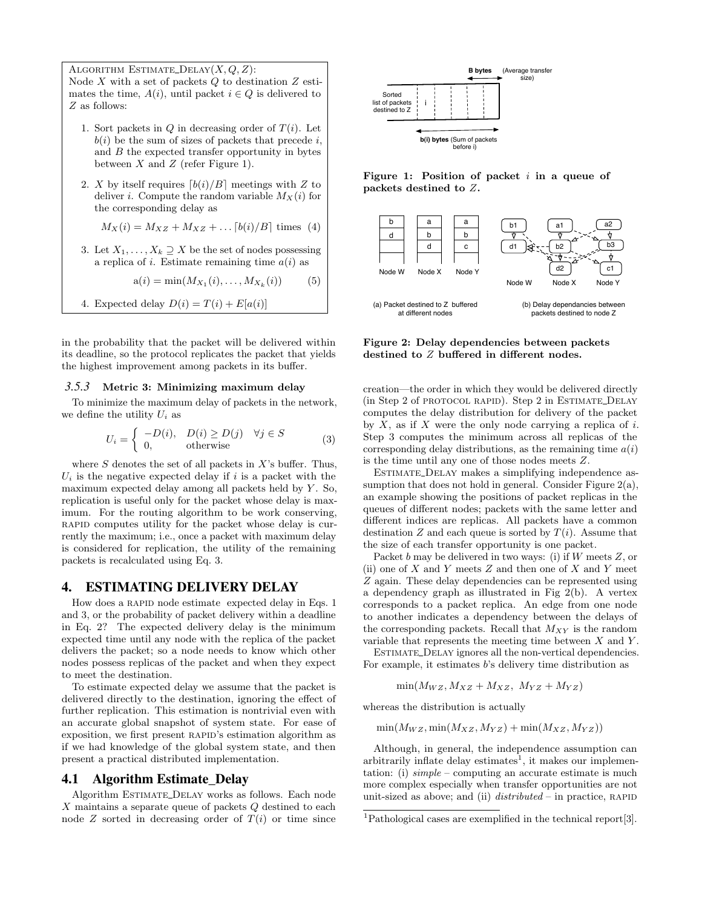**Algorithm Estimate_Delay($X, Q, Z$):**
Node $X$ with a set of packets $Q$ to destination $Z$ estimates the time, $A(i)$, until packet $i \in Q$ is delivered to $Z$ as follows:

1. Sort packets in $Q$ in decreasing order of $T(i)$. Let $b(i)$ be the sum of sizes of packets that precede $i$, and $B$ the expected transfer opportunity in bytes between $X$ and $Z$ (refer Figure 1).
2. $X$ by itself requires $\lceil b(i)/B \rceil$ meetings with $Z$ to deliver $i$. Compute the random variable $M_X(i)$ for the corresponding delay as
$$M_X(i) = M_{XZ} + M_{XZ} + \ldots \lceil b(i)/B \rceil \text{ times} \quad (4)$$
3. Let $X_1, \ldots, X_k \supseteq X$ be the set of nodes possessing a replica of $i$. Estimate remaining time $a(i)$ as
$$\mathrm{a}(i) = \min(M_{X_1}(i), \ldots, M_{X_k}(i)) \quad (5)$$
4. Expected delay $D(i) = T(i) + E[a(i)]$

in the probability that the packet will be delivered within its deadline, so the protocol replicates the packet that yields the highest improvement among packets in its buffer.

### 3.5.3 Metric 3: Minimizing maximum delay

To minimize the maximum delay of packets in the network, we define the utility $U_i$ as

$$U_i = \begin{cases} -D(i), & D(i) \geq D(j) \quad \forall j \in S \\ 0, & \text{otherwise} \end{cases} \quad (3)$$

where $S$ denotes the set of all packets in $X$'s buffer. Thus, $U_i$ is the negative expected delay if $i$ is a packet with the maximum expected delay among all packets held by $Y$. So, replication is useful only for the packet whose delay is maximum. For the routing algorithm to be work conserving, RAPID computes utility for the packet whose delay is currently the maximum; i.e., once a packet with maximum delay is considered for replication, the utility of the remaining packets is recalculated using Eq. 3.

## 4. ESTIMATING DELIVERY DELAY

How does a RAPID node estimate expected delay in Eqs. 1 and 3, or the probability of packet delivery within a deadline in Eq. 2? The expected delivery delay is the minimum expected time until any node with the replica of the packet delivers the packet; so a node needs to know which other nodes possess replicas of the packet and when they expect to meet the destination.

To estimate expected delay we assume that the packet is delivered directly to the destination, ignoring the effect of further replication. This estimation is nontrivial even with an accurate global snapshot of system state. For ease of exposition, we first present RAPID's estimation algorithm as if we had knowledge of the global system state, and then present a practical distributed implementation.

### 4.1 Algorithm Estimate_Delay

Algorithm Estimate_Delay works as follows. Each node $X$ maintains a separate queue of packets $Q$ destined to each node $Z$ sorted in decreasing order of $T(i)$ or time since

**Figure 1: Position of packet $i$ in a queue of packets destined to $Z$.**

**Figure 2: Delay dependencies between packets destined to $Z$ buffered in different nodes.**

creation—the order in which they would be delivered directly (in Step 2 of PROTOCOL RAPID). Step 2 in Estimate_Delay computes the delay distribution for delivery of the packet by $X$, as if $X$ were the only node carrying a replica of $i$. Step 3 computes the minimum across all replicas of the corresponding delay distributions, as the remaining time $a(i)$ is the time until any one of those nodes meets $Z$.

Estimate_Delay makes a simplifying independence assumption that does not hold in general. Consider Figure 2(a), an example showing the positions of packet replicas in the queues of different nodes; packets with the same letter and different indices are replicas. All packets have a common destination $Z$ and each queue is sorted by $T(i)$. Assume that the size of each transfer opportunity is one packet.

Packet $b$ may be delivered in two ways: (i) if $W$ meets $Z$, or (ii) one of $X$ and $Y$ meets $Z$ and then one of $X$ and $Y$ meet $Z$ again. These delay dependencies can be represented using a dependency graph as illustrated in Fig 2(b). A vertex corresponds to a packet replica. An edge from one node to another indicates a dependency between the delays of the corresponding packets. Recall that $M_{XY}$ is the random variable that represents the meeting time between $X$ and $Y$.

Estimate_Delay ignores all the non-vertical dependencies. For example, it estimates $b$'s delivery time distribution as

$$\min(M_{WZ}, M_{XZ} + M_{XZ},\ M_{YZ} + M_{YZ})$$

whereas the distribution is actually

$$\min(M_{WZ}, \min(M_{XZ}, M_{YZ}) + \min(M_{XZ}, M_{YZ}))$$

Although, in general, the independence assumption can arbitrarily inflate delay estimates[1], it makes our implementation: (i) *simple* – computing an accurate estimate is much more complex especially when transfer opportunities are not unit-sized as above; and (ii) *distributed* – in practice, RAPID

[1] Pathological cases are exemplified in the technical report[3].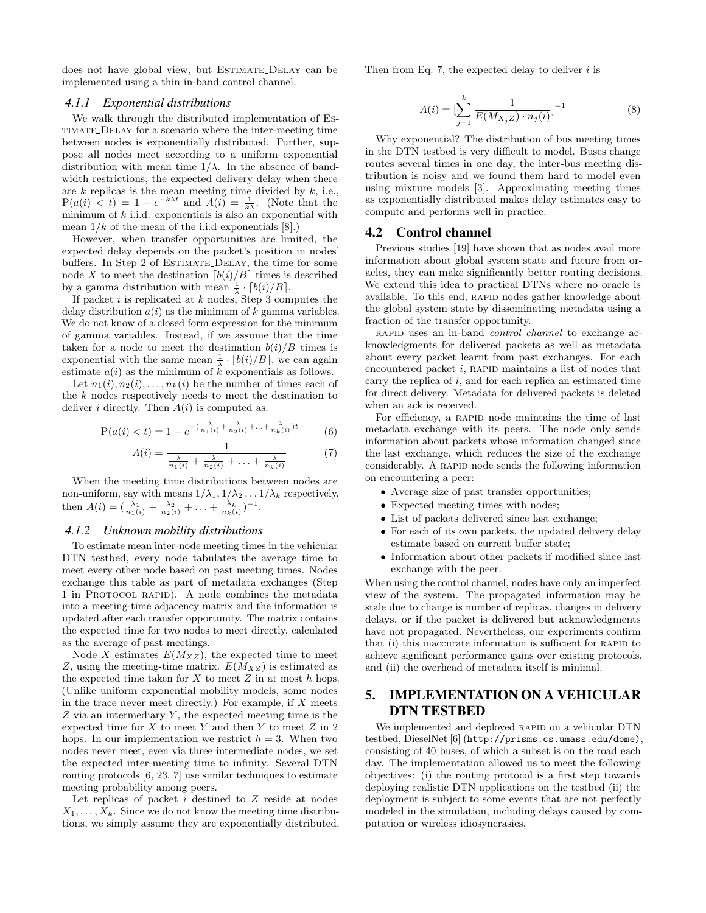does not have global view, but ESTIMATE_DELAY can be implemented using a thin in-band control channel.

### 4.1.1 Exponential distributions

We walk through the distributed implementation of ESTIMATE_DELAY for a scenario where the inter-meeting time between nodes is exponentially distributed. Further, suppose all nodes meet according to a uniform exponential distribution with mean time $1/\lambda$. In the absence of bandwidth restrictions, the expected delivery delay when there are $k$ replicas is the mean meeting time divided by $k$, i.e., $\mathrm{P}(a(i) < t) = 1 - e^{-k\lambda t}$ and $A(i) = \frac{1}{k\lambda}$. (Note that the minimum of $k$ i.i.d. exponentials is also an exponential with mean $1/k$ of the mean of the i.i.d exponentials [8].)

However, when transfer opportunities are limited, the expected delay depends on the packet's position in nodes' buffers. In Step 2 of ESTIMATE_DELAY, the time for some node $X$ to meet the destination $\lceil b(i)/B \rceil$ times is described by a gamma distribution with mean $\frac{1}{\lambda} \cdot \lceil b(i)/B \rceil$.

If packet $i$ is replicated at $k$ nodes, Step 3 computes the delay distribution $a(i)$ as the minimum of $k$ gamma variables. We do not know of a closed form expression for the minimum of gamma variables. Instead, if we assume that the time taken for a node to meet the destination $b(i)/B$ times is exponential with the same mean $\frac{1}{\lambda} \cdot \lceil b(i)/B \rceil$, we can again estimate $a(i)$ as the minimum of $k$ exponentials as follows.

Let $n_1(i), n_2(i), \ldots, n_k(i)$ be the number of times each of the $k$ nodes respectively needs to meet the destination to deliver $i$ directly. Then $A(i)$ is computed as:

$$\mathrm{P}(a(i) < t) = 1 - e^{-(\frac{\lambda}{n_1(i)} + \frac{\lambda}{n_2(i)} + \ldots + \frac{\lambda}{n_k(i)})t} \tag{6}$$

$$A(i) = \frac{1}{\frac{\lambda}{n_1(i)} + \frac{\lambda}{n_2(i)} + \ldots + \frac{\lambda}{n_k(i)}} \tag{7}$$

When the meeting time distributions between nodes are non-uniform, say with means $1/\lambda_1, 1/\lambda_2 \ldots 1/\lambda_k$ respectively, then $A(i) = (\frac{\lambda_1}{n_1(i)} + \frac{\lambda_2}{n_2(i)} + \ldots + \frac{\lambda_k}{n_k(i)})^{-1}$.

### 4.1.2 Unknown mobility distributions

To estimate mean inter-node meeting times in the vehicular DTN testbed, every node tabulates the average time to meet every other node based on past meeting times. Nodes exchange this table as part of metadata exchanges (Step 1 in PROTOCOL RAPID). A node combines the metadata into a meeting-time adjacency matrix and the information is updated after each transfer opportunity. The matrix contains the expected time for two nodes to meet directly, calculated as the average of past meetings.

Node $X$ estimates $E(M_{XZ})$, the expected time to meet $Z$, using the meeting-time matrix. $E(M_{XZ})$ is estimated as the expected time taken for $X$ to meet $Z$ in at most $h$ hops. (Unlike uniform exponential mobility models, some nodes in the trace never meet directly.) For example, if $X$ meets $Z$ via an intermediary $Y$, the expected meeting time is the expected time for $X$ to meet $Y$ and then $Y$ to meet $Z$ in 2 hops. In our implementation we restrict $h = 3$. When two nodes never meet, even via three intermediate nodes, we set the expected inter-meeting time to infinity. Several DTN routing protocols [6, 23, 7] use similar techniques to estimate meeting probability among peers.

Let replicas of packet $i$ destined to $Z$ reside at nodes $X_1, \ldots, X_k$. Since we do not know the meeting time distributions, we simply assume they are exponentially distributed. Then from Eq. 7, the expected delay to deliver $i$ is

$$A(i) = [\sum_{j=1}^{k} \frac{1}{E(M_{X_j Z}) \cdot n_j(i)}]^{-1} \tag{8}$$

Why exponential? The distribution of bus meeting times in the DTN testbed is very difficult to model. Buses change routes several times in one day, the inter-bus meeting distribution is noisy and we found them hard to model even using mixture models [3]. Approximating meeting times as exponentially distributed makes delay estimates easy to compute and performs well in practice.

## 4.2 Control channel

Previous studies [19] have shown that as nodes avail more information about global system state and future from oracles, they can make significantly better routing decisions. We extend this idea to practical DTNs where no oracle is available. To this end, RAPID nodes gather knowledge about the global system state by disseminating metadata using a fraction of the transfer opportunity.

RAPID uses an in-band *control channel* to exchange acknowledgments for delivered packets as well as metadata about every packet learnt from past exchanges. For each encountered packet $i$, RAPID maintains a list of nodes that carry the replica of $i$, and for each replica an estimated time for direct delivery. Metadata for delivered packets is deleted when an ack is received.

For efficiency, a RAPID node maintains the time of last metadata exchange with its peers. The node only sends information about packets whose information changed since the last exchange, which reduces the size of the exchange considerably. A RAPID node sends the following information on encountering a peer:

- Average size of past transfer opportunities;
- Expected meeting times with nodes;
- List of packets delivered since last exchange;
- For each of its own packets, the updated delivery delay estimate based on current buffer state;
- Information about other packets if modified since last exchange with the peer.

When using the control channel, nodes have only an imperfect view of the system. The propagated information may be stale due to change is number of replicas, changes in delivery delays, or if the packet is delivered but acknowledgments have not propagated. Nevertheless, our experiments confirm that (i) this inaccurate information is sufficient for RAPID to achieve significant performance gains over existing protocols, and (ii) the overhead of metadata itself is minimal.

# 5. IMPLEMENTATION ON A VEHICULAR DTN TESTBED

We implemented and deployed RAPID on a vehicular DTN testbed, DieselNet [6] (http://prisms.cs.umass.edu/dome), consisting of 40 buses, of which a subset is on the road each day. The implementation allowed us to meet the following objectives: (i) the routing protocol is a first step towards deploying realistic DTN applications on the testbed (ii) the deployment is subject to some events that are not perfectly modeled in the simulation, including delays caused by computation or wireless idiosyncrasies.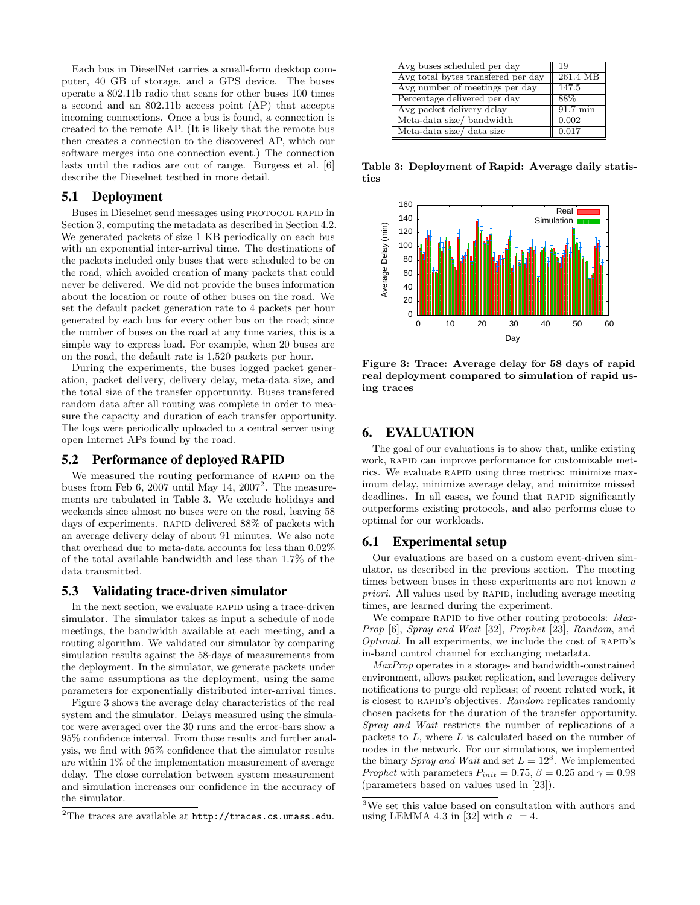Each bus in DieselNet carries a small-form desktop computer, 40 GB of storage, and a GPS device. The buses operate a 802.11b radio that scans for other buses 100 times a second and an 802.11b access point (AP) that accepts incoming connections. Once a bus is found, a connection is created to the remote AP. (It is likely that the remote bus then creates a connection to the discovered AP, which our software merges into one connection event.) The connection lasts until the radios are out of range. Burgess et al. [6] describe the Dieselnet testbed in more detail.

## 5.1 Deployment

Buses in Dieselnet send messages using PROTOCOL RAPID in Section 3, computing the metadata as described in Section 4.2. We generated packets of size 1 KB periodically on each bus with an exponential inter-arrival time. The destinations of the packets included only buses that were scheduled to be on the road, which avoided creation of many packets that could never be delivered. We did not provide the buses information about the location or route of other buses on the road. We set the default packet generation rate to 4 packets per hour generated by each bus for every other bus on the road; since the number of buses on the road at any time varies, this is a simple way to express load. For example, when 20 buses are on the road, the default rate is 1,520 packets per hour.

During the experiments, the buses logged packet generation, packet delivery, delivery delay, meta-data size, and the total size of the transfer opportunity. Buses transfered random data after all routing was complete in order to measure the capacity and duration of each transfer opportunity. The logs were periodically uploaded to a central server using open Internet APs found by the road.

## 5.2 Performance of deployed RAPID

We measured the routing performance of RAPID on the buses from Feb 6, 2007 until May 14, 2007[2]. The measurements are tabulated in Table 3. We exclude holidays and weekends since almost no buses were on the road, leaving 58 days of experiments. RAPID delivered 88% of packets with an average delivery delay of about 91 minutes. We also note that overhead due to meta-data accounts for less than 0.02% of the total available bandwidth and less than 1.7% of the data transmitted.

## 5.3 Validating trace-driven simulator

In the next section, we evaluate RAPID using a trace-driven simulator. The simulator takes as input a schedule of node meetings, the bandwidth available at each meeting, and a routing algorithm. We validated our simulator by comparing simulation results against the 58-days of measurements from the deployment. In the simulator, we generate packets under the same assumptions as the deployment, using the same parameters for exponentially distributed inter-arrival times.

Figure 3 shows the average delay characteristics of the real system and the simulator. Delays measured using the simulator were averaged over the 30 runs and the error-bars show a 95% confidence interval. From those results and further analysis, we find with 95% confidence that the simulator results are within 1% of the implementation measurement of average delay. The close correlation between system measurement and simulation increases our confidence in the accuracy of the simulator.

[2]The traces are available at `http://traces.cs.umass.edu`.

| | |
|---|---|
| Avg buses scheduled per day | 19 |
| Avg total bytes transfered per day | 261.4 MB |
| Avg number of meetings per day | 147.5 |
| Percentage delivered per day | 88% |
| Avg packet delivery delay | 91.7 min |
| Meta-data size/ bandwidth | 0.002 |
| Meta-data size/ data size | 0.017 |

**Table 3: Deployment of Rapid: Average daily statistics**

**Figure 3: Trace: Average delay for 58 days of rapid real deployment compared to simulation of rapid using traces**

# 6. EVALUATION

The goal of our evaluations is to show that, unlike existing work, RAPID can improve performance for customizable metrics. We evaluate RAPID using three metrics: minimize maximum delay, minimize average delay, and minimize missed deadlines. In all cases, we found that RAPID significantly outperforms existing protocols, and also performs close to optimal for our workloads.

## 6.1 Experimental setup

Our evaluations are based on a custom event-driven simulator, as described in the previous section. The meeting times between buses in these experiments are not known *a priori*. All values used by RAPID, including average meeting times, are learned during the experiment.

We compare RAPID to five other routing protocols: *MaxProp* [6], *Spray and Wait* [32], *Prophet* [23], *Random*, and *Optimal*. In all experiments, we include the cost of RAPID's in-band control channel for exchanging metadata.

*MaxProp* operates in a storage- and bandwidth-constrained environment, allows packet replication, and leverages delivery notifications to purge old replicas; of recent related work, it is closest to RAPID's objectives. *Random* replicates randomly chosen packets for the duration of the transfer opportunity. *Spray and Wait* restricts the number of replications of a packets to $L$, where $L$ is calculated based on the number of nodes in the network. For our simulations, we implemented the binary *Spray and Wait* and set $L = 12$[3]. We implemented *Prophet* with parameters $P_{init} = 0.75$, $\beta = 0.25$ and $\gamma = 0.98$ (parameters based on values used in [23]).

[3]We set this value based on consultation with authors and using LEMMA 4.3 in [32] with $a = 4$.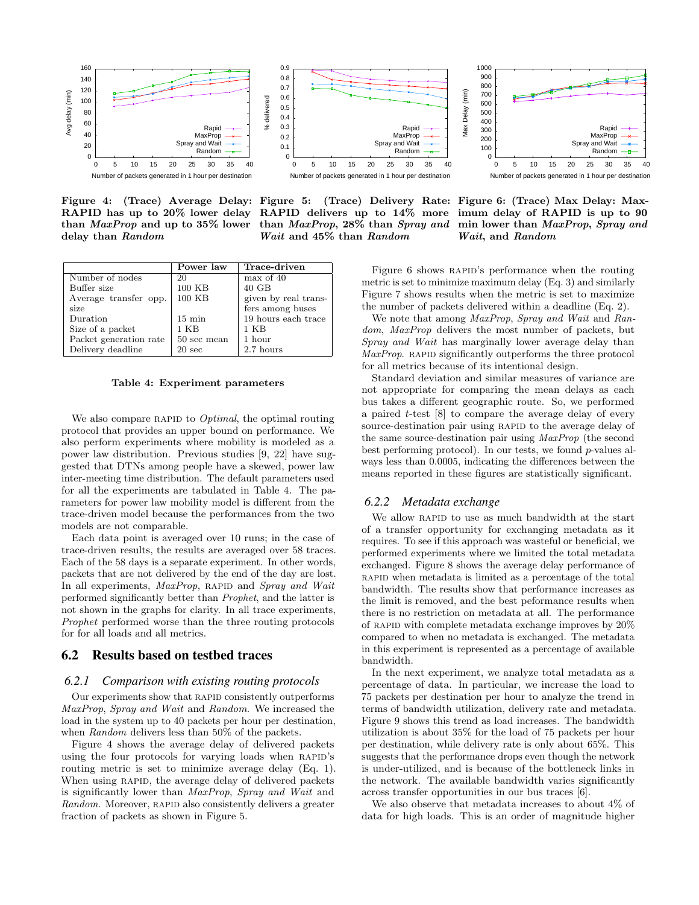Figure 4: (Trace) Average Delay: RAPID has up to 20% lower delay than *MaxProp* and up to 35% lower delay than *Random*

Figure 5: (Trace) Delivery Rate: RAPID delivers up to 14% more than *MaxProp*, 28% than *Spray and Wait* and 45% than *Random*

Figure 6: (Trace) Max Delay: Maximum delay of RAPID is up to 90 min lower than *MaxProp*, *Spray and Wait*, and *Random*

| | Power law | Trace-driven |
|---|---|---|
| Number of nodes | 20 | max of 40 |
| Buffer size | 100 KB | 40 GB |
| Average transfer opp. size | 100 KB | given by real transfers among buses |
| Duration | 15 min | 19 hours each trace |
| Size of a packet | 1 KB | 1 KB |
| Packet generation rate | 50 sec mean | 1 hour |
| Delivery deadline | 20 sec | 2.7 hours |

**Table 4: Experiment parameters**

We also compare RAPID to *Optimal*, the optimal routing protocol that provides an upper bound on performance. We also perform experiments where mobility is modeled as a power law distribution. Previous studies [9, 22] have suggested that DTNs among people have a skewed, power law inter-meeting time distribution. The default parameters used for all the experiments are tabulated in Table 4. The parameters for power law mobility model is different from the trace-driven model because the performances from the two models are not comparable.

Each data point is averaged over 10 runs; in the case of trace-driven results, the results are averaged over 58 traces. Each of the 58 days is a separate experiment. In other words, packets that are not delivered by the end of the day are lost. In all experiments, *MaxProp*, RAPID and *Spray and Wait* performed significantly better than *Prophet*, and the latter is not shown in the graphs for clarity. In all trace experiments, *Prophet* performed worse than the three routing protocols for for all loads and all metrics.

## 6.2 Results based on testbed traces

### 6.2.1 Comparison with existing routing protocols

Our experiments show that RAPID consistently outperforms *MaxProp*, *Spray and Wait* and *Random*. We increased the load in the system up to 40 packets per hour per destination, when *Random* delivers less than 50% of the packets.

Figure 4 shows the average delay of delivered packets using the four protocols for varying loads when RAPID's routing metric is set to minimize average delay (Eq. 1). When using RAPID, the average delay of delivered packets is significantly lower than *MaxProp*, *Spray and Wait* and *Random*. Moreover, RAPID also consistently delivers a greater fraction of packets as shown in Figure 5.

Figure 6 shows RAPID's performance when the routing metric is set to minimize maximum delay (Eq. 3) and similarly Figure 7 shows results when the metric is set to maximize the number of packets delivered within a deadline (Eq. 2).

We note that among *MaxProp*, *Spray and Wait* and *Random*, *MaxProp* delivers the most number of packets, but *Spray and Wait* has marginally lower average delay than *MaxProp*. RAPID significantly outperforms the three protocol for all metrics because of its intentional design.

Standard deviation and similar measures of variance are not appropriate for comparing the mean delays as each bus takes a different geographic route. So, we performed a paired $t$-test [8] to compare the average delay of every source-destination pair using RAPID to the average delay of the same source-destination pair using *MaxProp* (the second best performing protocol). In our tests, we found $p$-values always less than 0.0005, indicating the differences between the means reported in these figures are statistically significant.

### 6.2.2 Metadata exchange

We allow RAPID to use as much bandwidth at the start of a transfer opportunity for exchanging metadata as it requires. To see if this approach was wasteful or beneficial, we performed experiments where we limited the total metadata exchanged. Figure 8 shows the average delay performance of RAPID when metadata is limited as a percentage of the total bandwidth. The results show that performance increases as the limit is removed, and the best peformance results when there is no restriction on metadata at all. The performance of RAPID with complete metadata exchange improves by 20% compared to when no metadata is exchanged. The metadata in this experiment is represented as a percentage of available bandwidth.

In the next experiment, we analyze total metadata as a percentage of data. In particular, we increase the load to 75 packets per destination per hour to analyze the trend in terms of bandwidth utilization, delivery rate and metadata. Figure 9 shows this trend as load increases. The bandwidth utilization is about 35% for the load of 75 packets per hour per destination, while delivery rate is only about 65%. This suggests that the performance drops even though the network is under-utilized, and is because of the bottleneck links in the network. The available bandwidth varies significantly across transfer opportunities in our bus traces [6].

We also observe that metadata increases to about 4% of data for high loads. This is an order of magnitude higher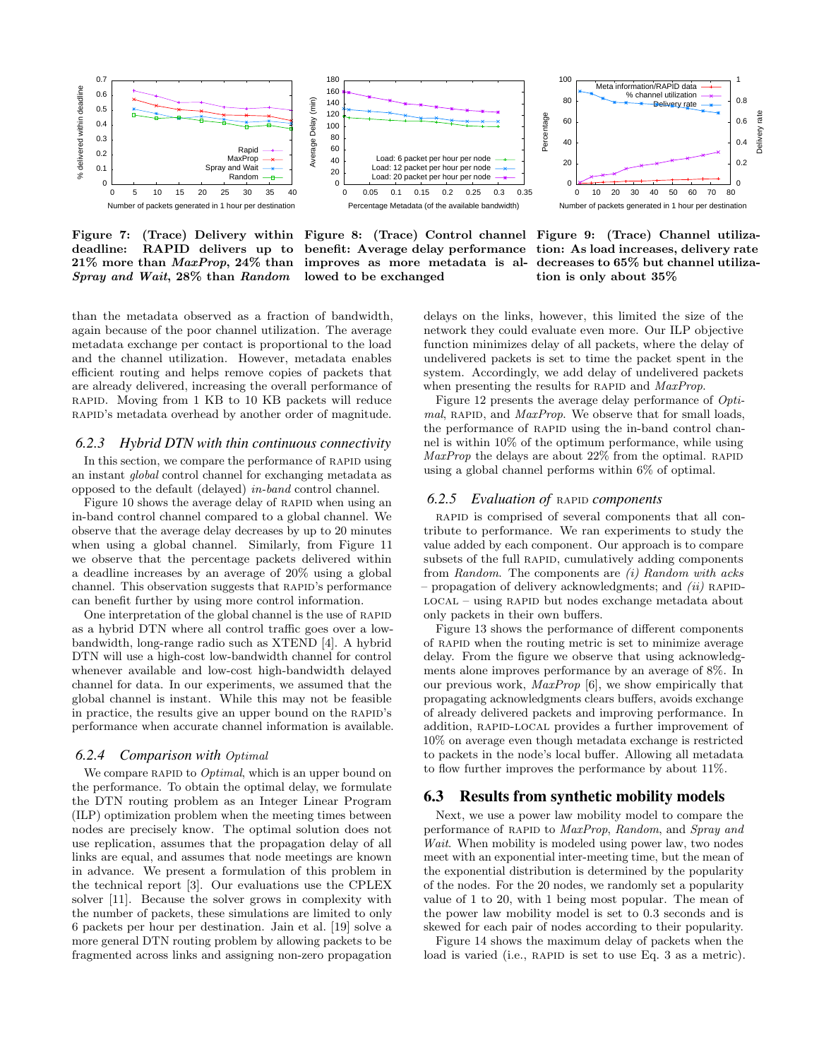Figure 7: (Trace) Delivery within deadline: RAPID delivers up to 21% more than *MaxProp*, 24% than *Spray and Wait*, 28% than *Random*

Figure 8: (Trace) Control channel benefit: Average delay performance improves as more metadata is allowed to be exchanged

Figure 9: (Trace) Channel utilization: As load increases, delivery rate decreases to 65% but channel utilization is only about 35%

than the metadata observed as a fraction of bandwidth, again because of the poor channel utilization. The average metadata exchange per contact is proportional to the load and the channel utilization. However, metadata enables efficient routing and helps remove copies of packets that are already delivered, increasing the overall performance of RAPID. Moving from 1 KB to 10 KB packets will reduce RAPID's metadata overhead by another order of magnitude.

### 6.2.3 Hybrid DTN with thin continuous connectivity

In this section, we compare the performance of RAPID using an instant *global* control channel for exchanging metadata as opposed to the default (delayed) *in-band* control channel.

Figure 10 shows the average delay of RAPID when using an in-band control channel compared to a global channel. We observe that the average delay decreases by up to 20 minutes when using a global channel. Similarly, from Figure 11 we observe that the percentage packets delivered within a deadline increases by an average of 20% using a global channel. This observation suggests that RAPID's performance can benefit further by using more control information.

One interpretation of the global channel is the use of RAPID as a hybrid DTN where all control traffic goes over a low-bandwidth, long-range radio such as XTEND [4]. A hybrid DTN will use a high-cost low-bandwidth channel for control whenever available and low-cost high-bandwidth delayed channel for data. In our experiments, we assumed that the global channel is instant. While this may not be feasible in practice, the results give an upper bound on the RAPID's performance when accurate channel information is available.

### 6.2.4 Comparison with *Optimal*

We compare RAPID to *Optimal*, which is an upper bound on the performance. To obtain the optimal delay, we formulate the DTN routing problem as an Integer Linear Program (ILP) optimization problem when the meeting times between nodes are precisely know. The optimal solution does not use replication, assumes that the propagation delay of all links are equal, and assumes that node meetings are known in advance. We present a formulation of this problem in the technical report [3]. Our evaluations use the CPLEX solver [11]. Because the solver grows in complexity with the number of packets, these simulations are limited to only 6 packets per hour per destination. Jain et al. [19] solve a more general DTN routing problem by allowing packets to be fragmented across links and assigning non-zero propagation delays on the links, however, this limited the size of the network they could evaluate even more. Our ILP objective function minimizes delay of all packets, where the delay of undelivered packets is set to time the packet spent in the system. Accordingly, we add delay of undelivered packets when presenting the results for RAPID and *MaxProp*.

Figure 12 presents the average delay performance of *Optimal*, RAPID, and *MaxProp*. We observe that for small loads, the performance of RAPID using the in-band control channel is within 10% of the optimum performance, while using *MaxProp* the delays are about 22% from the optimal. RAPID using a global channel performs within 6% of optimal.

### 6.2.5 Evaluation of RAPID *components*

RAPID is comprised of several components that all contribute to performance. We ran experiments to study the value added by each component. Our approach is to compare subsets of the full RAPID, cumulatively adding components from *Random*. The components are *(i) Random with acks* – propagation of delivery acknowledgments; and *(ii)* RAPID-LOCAL – using RAPID but nodes exchange metadata about only packets in their own buffers.

Figure 13 shows the performance of different components of RAPID when the routing metric is set to minimize average delay. From the figure we observe that using acknowledgments alone improves performance by an average of 8%. In our previous work, *MaxProp* [6], we show empirically that propagating acknowledgments clears buffers, avoids exchange of already delivered packets and improving performance. In addition, RAPID-LOCAL provides a further improvement of 10% on average even though metadata exchange is restricted to packets in the node's local buffer. Allowing all metadata to flow further improves the performance by about 11%.

## 6.3 Results from synthetic mobility models

Next, we use a power law mobility model to compare the performance of RAPID to *MaxProp*, *Random*, and *Spray and Wait*. When mobility is modeled using power law, two nodes meet with an exponential inter-meeting time, but the mean of the exponential distribution is determined by the popularity of the nodes. For the 20 nodes, we randomly set a popularity value of 1 to 20, with 1 being most popular. The mean of the power law mobility model is set to 0.3 seconds and is skewed for each pair of nodes according to their popularity.

Figure 14 shows the maximum delay of packets when the load is varied (i.e., RAPID is set to use Eq. 3 as a metric).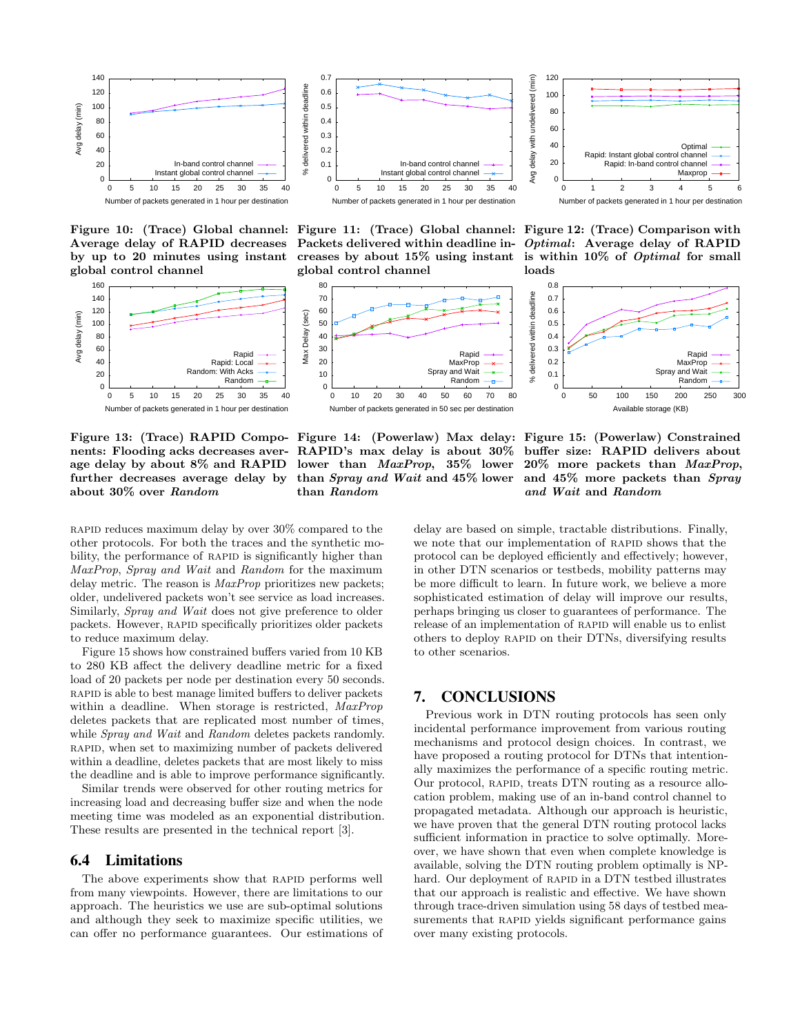**Figure 10: (Trace) Global channel: Average delay of RAPID decreases by up to 20 minutes using instant global control channel**

**Figure 11: (Trace) Global channel: Packets delivered within deadline increases by about 15% using instant global control channel**

**Figure 12: (Trace) Comparison with *Optimal*: Average delay of RAPID is within 10% of *Optimal* for small loads**

**Figure 13: (Trace) RAPID Components: Flooding acks decreases average delay by about 8% and RAPID further decreases average delay by about 30% over *Random***

**Figure 14: (Powerlaw) Max delay: RAPID's max delay is about 30% lower than *MaxProp*, 35% lower than *Spray and Wait* and 45% lower than *Random***

**Figure 15: (Powerlaw) Constrained buffer size: RAPID delivers about 20% more packets than *MaxProp*, and 45% more packets than *Spray and Wait* and *Random***

RAPID reduces maximum delay by over 30% compared to the other protocols. For both the traces and the synthetic mobility, the performance of RAPID is significantly higher than *MaxProp*, *Spray and Wait* and *Random* for the maximum delay metric. The reason is *MaxProp* prioritizes new packets; older, undelivered packets won't see service as load increases. Similarly, *Spray and Wait* does not give preference to older packets. However, RAPID specifically prioritizes older packets to reduce maximum delay.

Figure 15 shows how constrained buffers varied from 10 KB to 280 KB affect the delivery deadline metric for a fixed load of 20 packets per node per destination every 50 seconds. RAPID is able to best manage limited buffers to deliver packets within a deadline. When storage is restricted, *MaxProp* deletes packets that are replicated most number of times, while *Spray and Wait* and *Random* deletes packets randomly. RAPID, when set to maximizing number of packets delivered within a deadline, deletes packets that are most likely to miss the deadline and is able to improve performance significantly.

Similar trends were observed for other routing metrics for increasing load and decreasing buffer size and when the node meeting time was modeled as an exponential distribution. These results are presented in the technical report [3].

## 6.4 Limitations

The above experiments show that RAPID performs well from many viewpoints. However, there are limitations to our approach. The heuristics we use are sub-optimal solutions and although they seek to maximize specific utilities, we can offer no performance guarantees. Our estimations of delay are based on simple, tractable distributions. Finally, we note that our implementation of RAPID shows that the protocol can be deployed efficiently and effectively; however, in other DTN scenarios or testbeds, mobility patterns may be more difficult to learn. In future work, we believe a more sophisticated estimation of delay will improve our results, perhaps bringing us closer to guarantees of performance. The release of an implementation of RAPID will enable us to enlist others to deploy RAPID on their DTNs, diversifying results to other scenarios.

# 7. CONCLUSIONS

Previous work in DTN routing protocols has seen only incidental performance improvement from various routing mechanisms and protocol design choices. In contrast, we have proposed a routing protocol for DTNs that intentionally maximizes the performance of a specific routing metric. Our protocol, RAPID, treats DTN routing as a resource allocation problem, making use of an in-band control channel to propagated metadata. Although our approach is heuristic, we have proven that the general DTN routing protocol lacks sufficient information in practice to solve optimally. Moreover, we have shown that even when complete knowledge is available, solving the DTN routing problem optimally is NP-hard. Our deployment of RAPID in a DTN testbed illustrates that our approach is realistic and effective. We have shown through trace-driven simulation using 58 days of testbed measurements that RAPID yields significant performance gains over many existing protocols.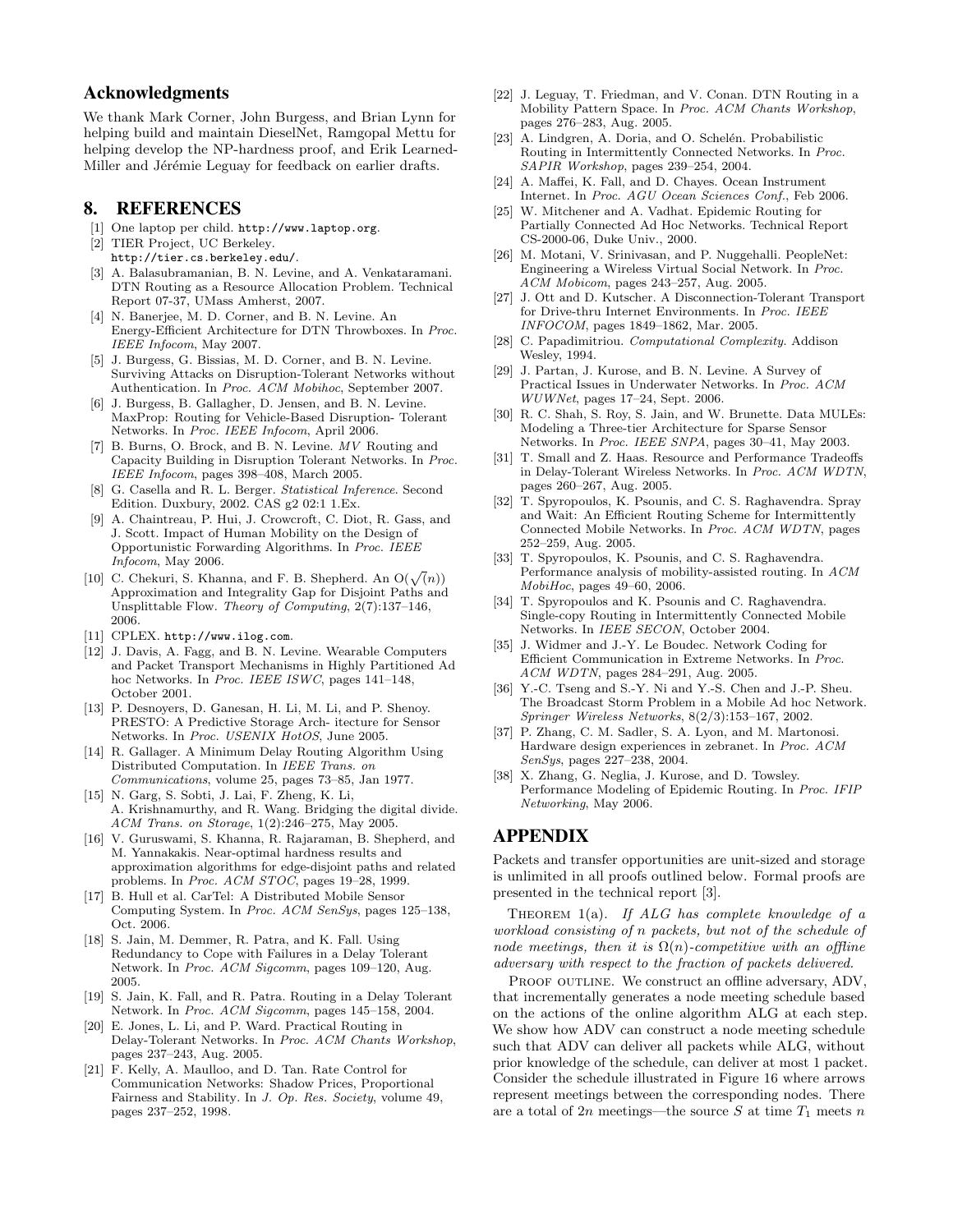## Acknowledgments

We thank Mark Corner, John Burgess, and Brian Lynn for helping build and maintain DieselNet, Ramgopal Mettu for helping develop the NP-hardness proof, and Erik Learned-Miller and Jérémie Leguay for feedback on earlier drafts.

## 8. REFERENCES

[1] One laptop per child. http://www.laptop.org.

[2] TIER Project, UC Berkeley. http://tier.cs.berkeley.edu/.

[3] A. Balasubramanian, B. N. Levine, and A. Venkataramani. DTN Routing as a Resource Allocation Problem. Technical Report 07-37, UMass Amherst, 2007.

[4] N. Banerjee, M. D. Corner, and B. N. Levine. An Energy-Efficient Architecture for DTN Throwboxes. In *Proc. IEEE Infocom*, May 2007.

[5] J. Burgess, G. Bissias, M. D. Corner, and B. N. Levine. Surviving Attacks on Disruption-Tolerant Networks without Authentication. In *Proc. ACM Mobihoc*, September 2007.

[6] J. Burgess, B. Gallagher, D. Jensen, and B. N. Levine. MaxProp: Routing for Vehicle-Based Disruption- Tolerant Networks. In *Proc. IEEE Infocom*, April 2006.

[7] B. Burns, O. Brock, and B. N. Levine. *MV* Routing and Capacity Building in Disruption Tolerant Networks. In *Proc. IEEE Infocom*, pages 398–408, March 2005.

[8] G. Casella and R. L. Berger. *Statistical Inference*. Second Edition. Duxbury, 2002. CAS g2 02:1 1.Ex.

[9] A. Chaintreau, P. Hui, J. Crowcroft, C. Diot, R. Gass, and J. Scott. Impact of Human Mobility on the Design of Opportunistic Forwarding Algorithms. In *Proc. IEEE Infocom*, May 2006.

[10] C. Chekuri, S. Khanna, and F. B. Shepherd. An $O(\sqrt(n))$ Approximation and Integrality Gap for Disjoint Paths and Unsplittable Flow. *Theory of Computing*, 2(7):137–146, 2006.

[11] CPLEX. http://www.ilog.com.

[12] J. Davis, A. Fagg, and B. N. Levine. Wearable Computers and Packet Transport Mechanisms in Highly Partitioned Ad hoc Networks. In *Proc. IEEE ISWC*, pages 141–148, October 2001.

[13] P. Desnoyers, D. Ganesan, H. Li, M. Li, and P. Shenoy. PRESTO: A Predictive Storage Arch- itecture for Sensor Networks. In *Proc. USENIX HotOS*, June 2005.

[14] R. Gallager. A Minimum Delay Routing Algorithm Using Distributed Computation. In *IEEE Trans. on Communications*, volume 25, pages 73–85, Jan 1977.

[15] N. Garg, S. Sobti, J. Lai, F. Zheng, K. Li, A. Krishnamurthy, and R. Wang. Bridging the digital divide. *ACM Trans. on Storage*, 1(2):246–275, May 2005.

[16] V. Guruswami, S. Khanna, R. Rajaraman, B. Shepherd, and M. Yannakakis. Near-optimal hardness results and approximation algorithms for edge-disjoint paths and related problems. In *Proc. ACM STOC*, pages 19–28, 1999.

[17] B. Hull et al. CarTel: A Distributed Mobile Sensor Computing System. In *Proc. ACM SenSys*, pages 125–138, Oct. 2006.

[18] S. Jain, M. Demmer, R. Patra, and K. Fall. Using Redundancy to Cope with Failures in a Delay Tolerant Network. In *Proc. ACM Sigcomm*, pages 109–120, Aug. 2005.

[19] S. Jain, K. Fall, and R. Patra. Routing in a Delay Tolerant Network. In *Proc. ACM Sigcomm*, pages 145–158, 2004.

[20] E. Jones, L. Li, and P. Ward. Practical Routing in Delay-Tolerant Networks. In *Proc. ACM Chants Workshop*, pages 237–243, Aug. 2005.

[21] F. Kelly, A. Maulloo, and D. Tan. Rate Control for Communication Networks: Shadow Prices, Proportional Fairness and Stability. In *J. Op. Res. Society*, volume 49, pages 237–252, 1998.

[22] J. Leguay, T. Friedman, and V. Conan. DTN Routing in a Mobility Pattern Space. In *Proc. ACM Chants Workshop*, pages 276–283, Aug. 2005.

[23] A. Lindgren, A. Doria, and O. Schelén. Probabilistic Routing in Intermittently Connected Networks. In *Proc. SAPIR Workshop*, pages 239–254, 2004.

[24] A. Maffei, K. Fall, and D. Chayes. Ocean Instrument Internet. In *Proc. AGU Ocean Sciences Conf.*, Feb 2006.

[25] W. Mitchener and A. Vadhat. Epidemic Routing for Partially Connected Ad Hoc Networks. Technical Report CS-2000-06, Duke Univ., 2000.

[26] M. Motani, V. Srinivasan, and P. Nuggehalli. PeopleNet: Engineering a Wireless Virtual Social Network. In *Proc. ACM Mobicom*, pages 243–257, Aug. 2005.

[27] J. Ott and D. Kutscher. A Disconnection-Tolerant Transport for Drive-thru Internet Environments. In *Proc. IEEE INFOCOM*, pages 1849–1862, Mar. 2005.

[28] C. Papadimitriou. *Computational Complexity*. Addison Wesley, 1994.

[29] J. Partan, J. Kurose, and B. N. Levine. A Survey of Practical Issues in Underwater Networks. In *Proc. ACM WUWNet*, pages 17–24, Sept. 2006.

[30] R. C. Shah, S. Roy, S. Jain, and W. Brunette. Data MULEs: Modeling a Three-tier Architecture for Sparse Sensor Networks. In *Proc. IEEE SNPA*, pages 30–41, May 2003.

[31] T. Small and Z. Haas. Resource and Performance Tradeoffs in Delay-Tolerant Wireless Networks. In *Proc. ACM WDTN*, pages 260–267, Aug. 2005.

[32] T. Spyropoulos, K. Psounis, and C. S. Raghavendra. Spray and Wait: An Efficient Routing Scheme for Intermittently Connected Mobile Networks. In *Proc. ACM WDTN*, pages 252–259, Aug. 2005.

[33] T. Spyropoulos, K. Psounis, and C. S. Raghavendra. Performance analysis of mobility-assisted routing. In *ACM MobiHoc*, pages 49–60, 2006.

[34] T. Spyropoulos and K. Psounis and C. Raghavendra. Single-copy Routing in Intermittently Connected Mobile Networks. In *IEEE SECON*, October 2004.

[35] J. Widmer and J.-Y. Le Boudec. Network Coding for Efficient Communication in Extreme Networks. In *Proc. ACM WDTN*, pages 284–291, Aug. 2005.

[36] Y.-C. Tseng and S.-Y. Ni and Y.-S. Chen and J.-P. Sheu. The Broadcast Storm Problem in a Mobile Ad hoc Network. *Springer Wireless Networks*, 8(2/3):153–167, 2002.

[37] P. Zhang, C. M. Sadler, S. A. Lyon, and M. Martonosi. Hardware design experiences in zebranet. In *Proc. ACM SenSys*, pages 227–238, 2004.

[38] X. Zhang, G. Neglia, J. Kurose, and D. Towsley. Performance Modeling of Epidemic Routing. In *Proc. IFIP Networking*, May 2006.

## APPENDIX

Packets and transfer opportunities are unit-sized and storage is unlimited in all proofs outlined below. Formal proofs are presented in the technical report [3].

THEOREM 1(a). *If ALG has complete knowledge of a workload consisting of n packets, but not of the schedule of node meetings, then it is $\Omega(n)$-competitive with an offline adversary with respect to the fraction of packets delivered.*

PROOF OUTLINE. We construct an offline adversary, ADV, that incrementally generates a node meeting schedule based on the actions of the online algorithm ALG at each step. We show how ADV can construct a node meeting schedule such that ADV can deliver all packets while ALG, without prior knowledge of the schedule, can deliver at most 1 packet. Consider the schedule illustrated in Figure 16 where arrows represent meetings between the corresponding nodes. There are a total of $2n$ meetings—the source $S$ at time $T_1$ meets $n$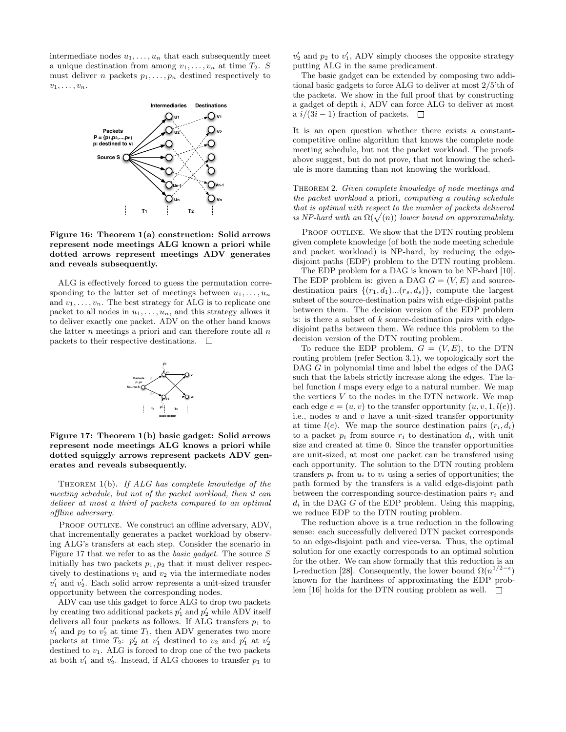intermediate nodes $u_1, \ldots, u_n$ that each subsequently meet a unique destination from among $v_1, \ldots, v_n$ at time $T_2$. $S$ must deliver $n$ packets $p_1, \ldots, p_n$ destined respectively to $v_1, \ldots, v_n$.

Intermediaries
Destinations
Packets
P = {p1,p2,...,pn}
pi destined to vi
Source S
u1
u2
un-1
un
v1
v2
vn-1
vn
T1
T2

**Figure 16: Theorem 1(a) construction: Solid arrows represent node meetings ALG known a priori while dotted arrows represent meetings ADV generates and reveals subsequently.**

ALG is effectively forced to guess the permutation corresponding to the latter set of meetings between $u_1, \ldots, u_n$ and $v_1, \ldots, v_n$. The best strategy for ALG is to replicate one packet to all nodes in $u_1, \ldots, u_n$, and this strategy allows it to deliver exactly one packet. ADV on the other hand knows the latter $n$ meetings a priori and can therefore route all $n$ packets to their respective destinations. □

Packets
p1,p2
Source S
p1
p2
v1
v2
T1
T2
Basic gadget

**Figure 17: Theorem 1(b) basic gadget: Solid arrows represent node meetings ALG knows a priori while dotted squiggly arrows represent packets ADV generates and reveals subsequently.**

Theorem 1(b). *If ALG has complete knowledge of the meeting schedule, but not of the packet workload, then it can deliver at most a third of packets compared to an optimal offline adversary.*

Proof outline. We construct an offline adversary, ADV, that incrementally generates a packet workload by observing ALG's transfers at each step. Consider the scenario in Figure 17 that we refer to as the *basic gadget*. The source $S$ initially has two packets $p_1, p_2$ that it must deliver respectively to destinations $v_1$ and $v_2$ via the intermediate nodes $v'_1$ and $v'_2$. Each solid arrow represents a unit-sized transfer opportunity between the corresponding nodes.

ADV can use this gadget to force ALG to drop two packets by creating two additional packets $p'_1$ and $p'_2$ while ADV itself delivers all four packets as follows. If ALG transfers $p_1$ to $v'_1$ and $p_2$ to $v'_2$ at time $T_1$, then ADV generates two more packets at time $T_2$: $p'_2$ at $v'_1$ destined to $v_2$ and $p'_1$ at $v'_2$ destined to $v_1$. ALG is forced to drop one of the two packets at both $v'_1$ and $v'_2$. Instead, if ALG chooses to transfer $p_1$ to $v'_2$ and $p_2$ to $v'_1$, ADV simply chooses the opposite strategy putting ALG in the same predicament.

The basic gadget can be extended by composing two additional basic gadgets to force ALG to deliver at most 2/5'th of the packets. We show in the full proof that by constructing a gadget of depth $i$, ADV can force ALG to deliver at most a $i/(3i-1)$ fraction of packets. □

It is an open question whether there exists a constant-competitive online algorithm that knows the complete node meeting schedule, but not the packet workload. The proofs above suggest, but do not prove, that not knowing the schedule is more damning than not knowing the workload.

Theorem 2. *Given complete knowledge of node meetings and the packet workload a priori, computing a routing schedule that is optimal with respect to the number of packets delivered is NP-hard with an $\Omega(\sqrt(n))$ lower bound on approximability.*

Proof outline. We show that the DTN routing problem given complete knowledge (of both the node meeting schedule and packet workload) is NP-hard, by reducing the edge-disjoint paths (EDP) problem to the DTN routing problem.

The EDP problem for a DAG is known to be NP-hard [10]. The EDP problem is: given a DAG $G = (V, E)$ and source-destination pairs $\{(r_1, d_1)...(r_s, d_s)\}$, compute the largest subset of the source-destination pairs with edge-disjoint paths between them. The decision version of the EDP problem is: is there a subset of $k$ source-destination pairs with edge-disjoint paths between them. We reduce this problem to the decision version of the DTN routing problem.

To reduce the EDP problem, $G = (V, E)$, to the DTN routing problem (refer Section 3.1), we topologically sort the DAG $G$ in polynomial time and label the edges of the DAG such that the labels strictly increase along the edges. The label function $l$ maps every edge to a natural number. We map the vertices $V$ to the nodes in the DTN network. We map each edge $e = (u, v)$ to the transfer opportunity $(u, v, 1, l(e))$. i.e., nodes $u$ and $v$ have a unit-sized transfer opportunity at time $l(e)$. We map the source destination pairs $(r_i, d_i)$ to a packet $p_i$ from source $r_i$ to destination $d_i$, with unit size and created at time 0. Since the transfer opportunities are unit-sized, at most one packet can be transfered using each opportunity. The solution to the DTN routing problem transfers $p_i$ from $u_i$ to $v_i$ using a series of opportunities; the path formed by the transfers is a valid edge-disjoint path between the corresponding source-destination pairs $r_i$ and $d_i$ in the DAG $G$ of the EDP problem. Using this mapping, we reduce EDP to the DTN routing problem.

The reduction above is a true reduction in the following sense: each successfully delivered DTN packet corresponds to an edge-disjoint path and vice-versa. Thus, the optimal solution for one exactly corresponds to an optimal solution for the other. We can show formally that this reduction is an L-reduction [28]. Consequently, the lower bound $\Omega(n^{1/2-\epsilon})$ known for the hardness of approximating the EDP problem [16] holds for the DTN routing problem as well. □